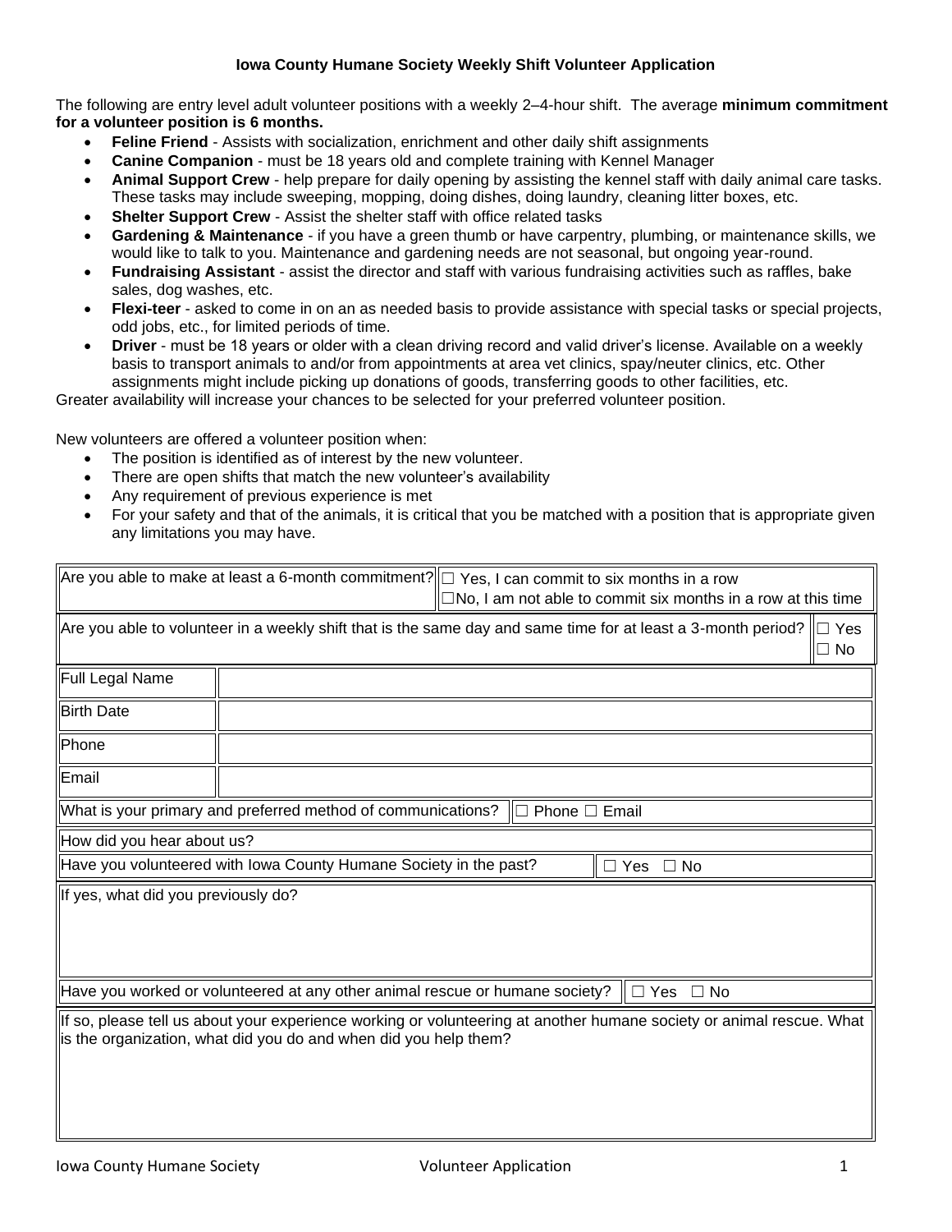**Iowa County Humane Society Weekly Shift Volunteer Application**

The following are entry level adult volunteer positions with a weekly 2–4-hour shift. The average **minimum commitment for a volunteer position is 6 months.**

- **Feline Friend** - Assists with socialization, enrichment and other daily shift assignments
- **Canine Companion** - must be 18 years old and complete training with Kennel Manager
- **Animal Support Crew** - help prepare for daily opening by assisting the kennel staff with daily animal care tasks. These tasks may include sweeping, mopping, doing dishes, doing laundry, cleaning litter boxes, etc.
- **Shelter Support Crew** - Assist the shelter staff with office related tasks
- **Gardening & Maintenance** - if you have a green thumb or have carpentry, plumbing, or maintenance skills, we would like to talk to you. Maintenance and gardening needs are not seasonal, but ongoing year-round.
- **Fundraising Assistant** - assist the director and staff with various fundraising activities such as raffles, bake sales, dog washes, etc.
- **Flexi-teer** - asked to come in on an as needed basis to provide assistance with special tasks or special projects, odd jobs, etc., for limited periods of time.
- **Driver** - must be 18 years or older with a clean driving record and valid driver's license. Available on a weekly basis to transport animals to and/or from appointments at area vet clinics, spay/neuter clinics, etc. Other assignments might include picking up donations of goods, transferring goods to other facilities, etc.

Greater availability will increase your chances to be selected for your preferred volunteer position.

New volunteers are offered a volunteer position when:

- The position is identified as of interest by the new volunteer.
- There are open shifts that match the new volunteer's availability
- Any requirement of previous experience is met
- For your safety and that of the animals, it is critical that you be matched with a position that is appropriate given any limitations you may have.

| Are you able to make at least a 6-month commitment? | ☐ Yes, I can commit to six months in a row<br>☐No, I am not able to commit six months in a row at this time |
|---|---|

| Are you able to volunteer in a weekly shift that is the same day and same time for at least a 3-month period? | ☐ Yes<br>☐ No |
|---|---|

| Full Legal Name | |
|---|---|
| Birth Date | |
| Phone | |
| Email | |

| What is your primary and preferred method of communications? | ☐ Phone ☐ Email |
|---|---|

How did you hear about us?

| Have you volunteered with Iowa County Humane Society in the past? | ☐ Yes ☐ No |
|---|---|

If yes, what did you previously do?

| Have you worked or volunteered at any other animal rescue or humane society? | ☐ Yes ☐ No |
|---|---|

If so, please tell us about your experience working or volunteering at another humane society or animal rescue. What is the organization, what did you do and when did you help them?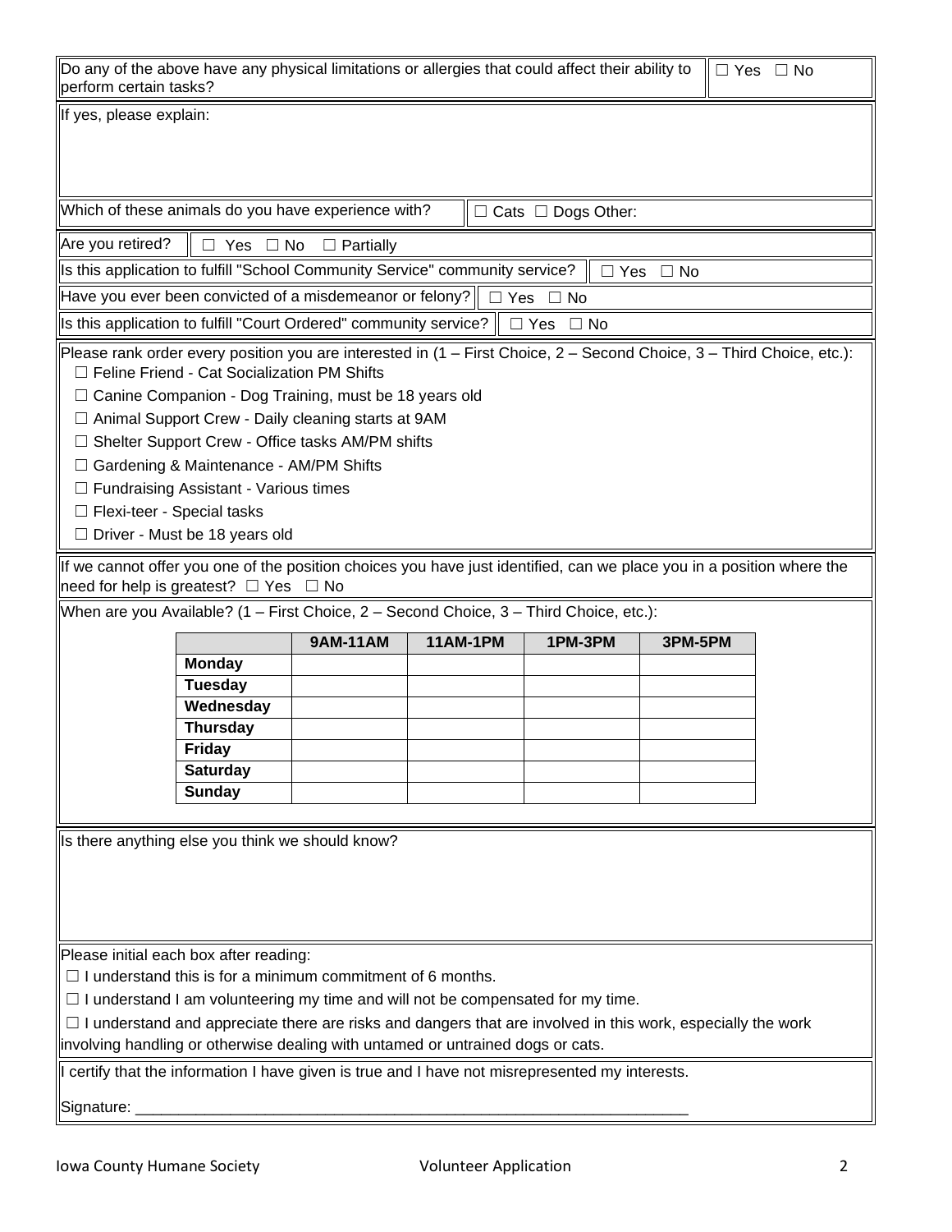Do any of the above have any physical limitations or allergies that could affect their ability to perform certain tasks? ☐ Yes ☐ No

If yes, please explain:

Which of these animals do you have experience with? ☐ Cats ☐ Dogs Other:

Are you retired? ☐ Yes ☐ No ☐ Partially

Is this application to fulfill "School Community Service" community service? ☐ Yes ☐ No

Have you ever been convicted of a misdemeanor or felony? ☐ Yes ☐ No

Is this application to fulfill "Court Ordered" community service? ☐ Yes ☐ No

Please rank order every position you are interested in (1 – First Choice, 2 – Second Choice, 3 – Third Choice, etc.):

☐ Feline Friend - Cat Socialization PM Shifts

☐ Canine Companion - Dog Training, must be 18 years old

☐ Animal Support Crew - Daily cleaning starts at 9AM

☐ Shelter Support Crew - Office tasks AM/PM shifts

☐ Gardening & Maintenance - AM/PM Shifts

☐ Fundraising Assistant - Various times

☐ Flexi-teer - Special tasks

☐ Driver - Must be 18 years old

If we cannot offer you one of the position choices you have just identified, can we place you in a position where the need for help is greatest? ☐ Yes ☐ No

When are you Available? (1 – First Choice, 2 – Second Choice, 3 – Third Choice, etc.):

| | 9AM-11AM | 11AM-1PM | 1PM-3PM | 3PM-5PM |
|---|---|---|---|---|
| **Monday** | | | | |
| **Tuesday** | | | | |
| **Wednesday** | | | | |
| **Thursday** | | | | |
| **Friday** | | | | |
| **Saturday** | | | | |
| **Sunday** | | | | |

Is there anything else you think we should know?

Please initial each box after reading:

☐ I understand this is for a minimum commitment of 6 months.

☐ I understand I am volunteering my time and will not be compensated for my time.

☐ I understand and appreciate there are risks and dangers that are involved in this work, especially the work involving handling or otherwise dealing with untamed or untrained dogs or cats.

I certify that the information I have given is true and I have not misrepresented my interests.

Signature: ___________________________________________________________________